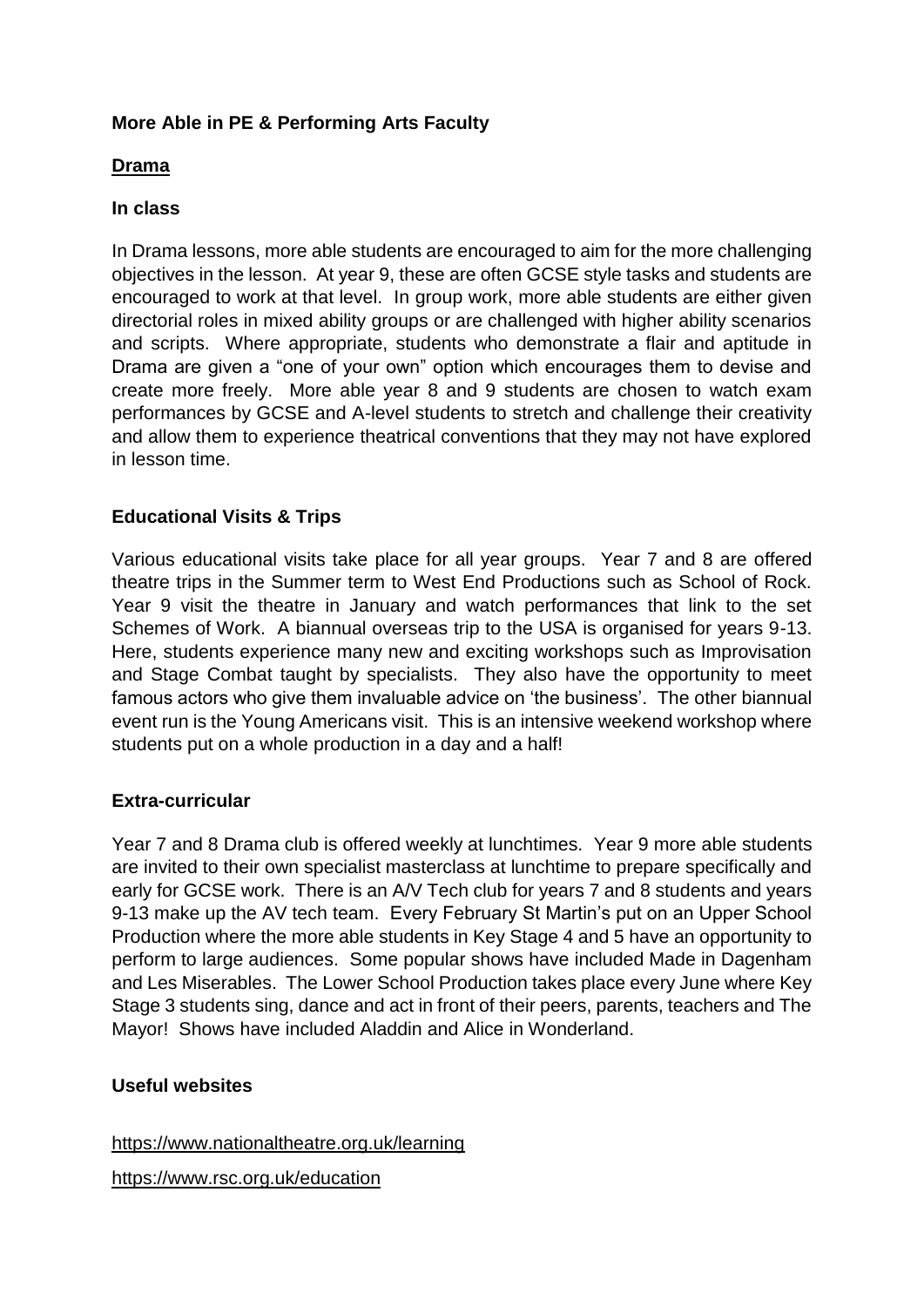# More Able in PE & Performing Arts Faculty

## Drama

### In class

In Drama lessons, more able students are encouraged to aim for the more challenging objectives in the lesson. At year 9, these are often GCSE style tasks and students are encouraged to work at that level. In group work, more able students are either given directorial roles in mixed ability groups or are challenged with higher ability scenarios and scripts. Where appropriate, students who demonstrate a flair and aptitude in Drama are given a "one of your own" option which encourages them to devise and create more freely. More able year 8 and 9 students are chosen to watch exam performances by GCSE and A-level students to stretch and challenge their creativity and allow them to experience theatrical conventions that they may not have explored in lesson time.

### Educational Visits & Trips

Various educational visits take place for all year groups. Year 7 and 8 are offered theatre trips in the Summer term to West End Productions such as School of Rock. Year 9 visit the theatre in January and watch performances that link to the set Schemes of Work. A biannual overseas trip to the USA is organised for years 9-13. Here, students experience many new and exciting workshops such as Improvisation and Stage Combat taught by specialists. They also have the opportunity to meet famous actors who give them invaluable advice on 'the business'. The other biannual event run is the Young Americans visit. This is an intensive weekend workshop where students put on a whole production in a day and a half!

### Extra-curricular

Year 7 and 8 Drama club is offered weekly at lunchtimes. Year 9 more able students are invited to their own specialist masterclass at lunchtime to prepare specifically and early for GCSE work. There is an A/V Tech club for years 7 and 8 students and years 9-13 make up the AV tech team. Every February St Martin's put on an Upper School Production where the more able students in Key Stage 4 and 5 have an opportunity to perform to large audiences. Some popular shows have included Made in Dagenham and Les Miserables. The Lower School Production takes place every June where Key Stage 3 students sing, dance and act in front of their peers, parents, teachers and The Mayor! Shows have included Aladdin and Alice in Wonderland.

### Useful websites

https://www.nationaltheatre.org.uk/learning

https://www.rsc.org.uk/education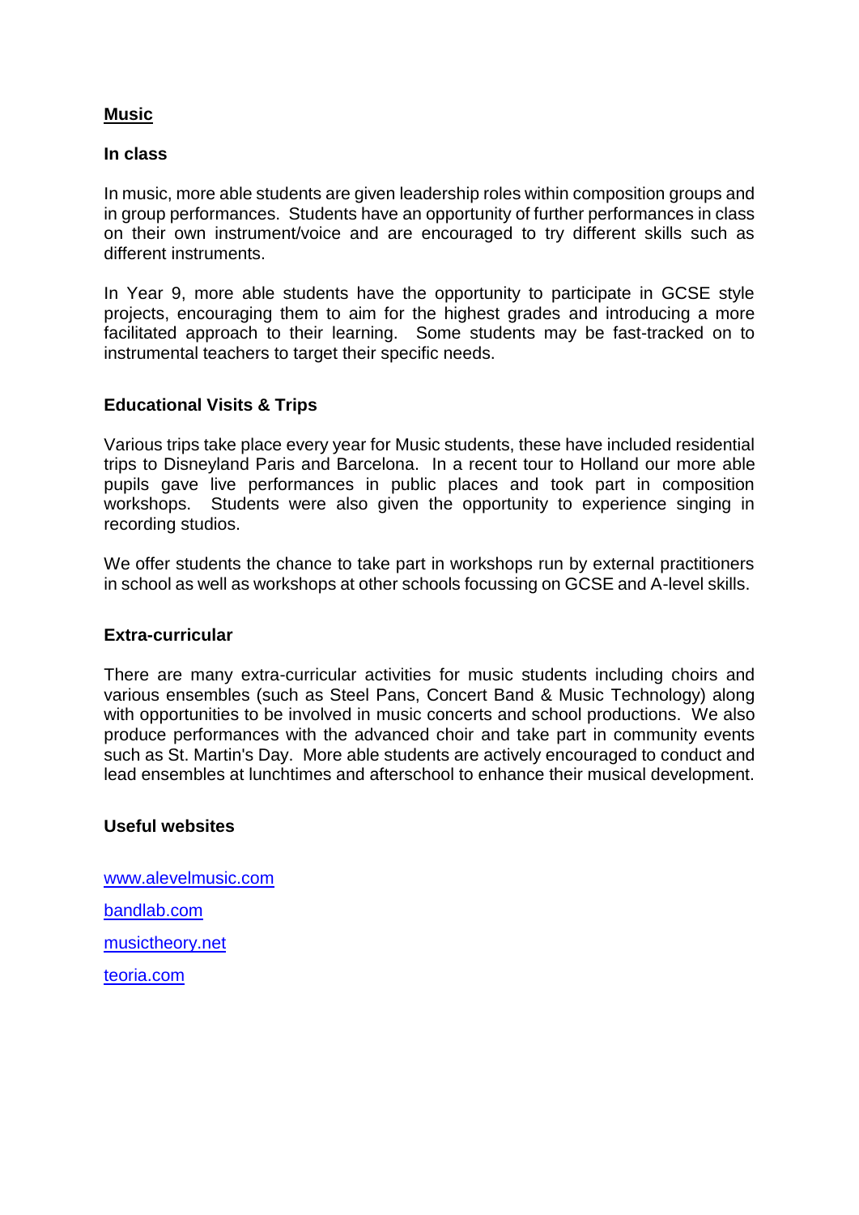## Music

### In class

In music, more able students are given leadership roles within composition groups and in group performances. Students have an opportunity of further performances in class on their own instrument/voice and are encouraged to try different skills such as different instruments.

In Year 9, more able students have the opportunity to participate in GCSE style projects, encouraging them to aim for the highest grades and introducing a more facilitated approach to their learning. Some students may be fast-tracked on to instrumental teachers to target their specific needs.

### Educational Visits & Trips

Various trips take place every year for Music students, these have included residential trips to Disneyland Paris and Barcelona. In a recent tour to Holland our more able pupils gave live performances in public places and took part in composition workshops. Students were also given the opportunity to experience singing in recording studios.

We offer students the chance to take part in workshops run by external practitioners in school as well as workshops at other schools focussing on GCSE and A-level skills.

### Extra-curricular

There are many extra-curricular activities for music students including choirs and various ensembles (such as Steel Pans, Concert Band & Music Technology) along with opportunities to be involved in music concerts and school productions. We also produce performances with the advanced choir and take part in community events such as St. Martin's Day. More able students are actively encouraged to conduct and lead ensembles at lunchtimes and afterschool to enhance their musical development.

### Useful websites

www.alevelmusic.com

bandlab.com

musictheory.net

teoria.com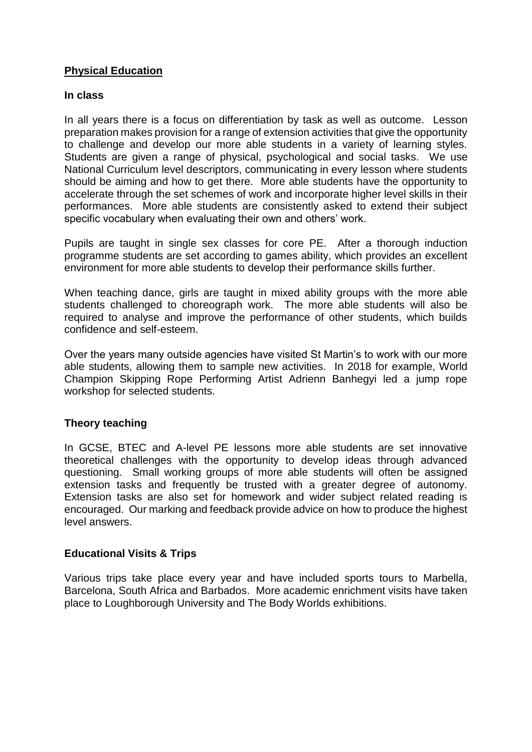## <u>Physical Education</u>

### In class

In all years there is a focus on differentiation by task as well as outcome. Lesson preparation makes provision for a range of extension activities that give the opportunity to challenge and develop our more able students in a variety of learning styles. Students are given a range of physical, psychological and social tasks. We use National Curriculum level descriptors, communicating in every lesson where students should be aiming and how to get there. More able students have the opportunity to accelerate through the set schemes of work and incorporate higher level skills in their performances. More able students are consistently asked to extend their subject specific vocabulary when evaluating their own and others' work.

Pupils are taught in single sex classes for core PE. After a thorough induction programme students are set according to games ability, which provides an excellent environment for more able students to develop their performance skills further.

When teaching dance, girls are taught in mixed ability groups with the more able students challenged to choreograph work. The more able students will also be required to analyse and improve the performance of other students, which builds confidence and self-esteem.

Over the years many outside agencies have visited St Martin's to work with our more able students, allowing them to sample new activities. In 2018 for example, World Champion Skipping Rope Performing Artist Adrienn Banhegyi led a jump rope workshop for selected students.

### Theory teaching

In GCSE, BTEC and A-level PE lessons more able students are set innovative theoretical challenges with the opportunity to develop ideas through advanced questioning. Small working groups of more able students will often be assigned extension tasks and frequently be trusted with a greater degree of autonomy. Extension tasks are also set for homework and wider subject related reading is encouraged. Our marking and feedback provide advice on how to produce the highest level answers.

### Educational Visits & Trips

Various trips take place every year and have included sports tours to Marbella, Barcelona, South Africa and Barbados. More academic enrichment visits have taken place to Loughborough University and The Body Worlds exhibitions.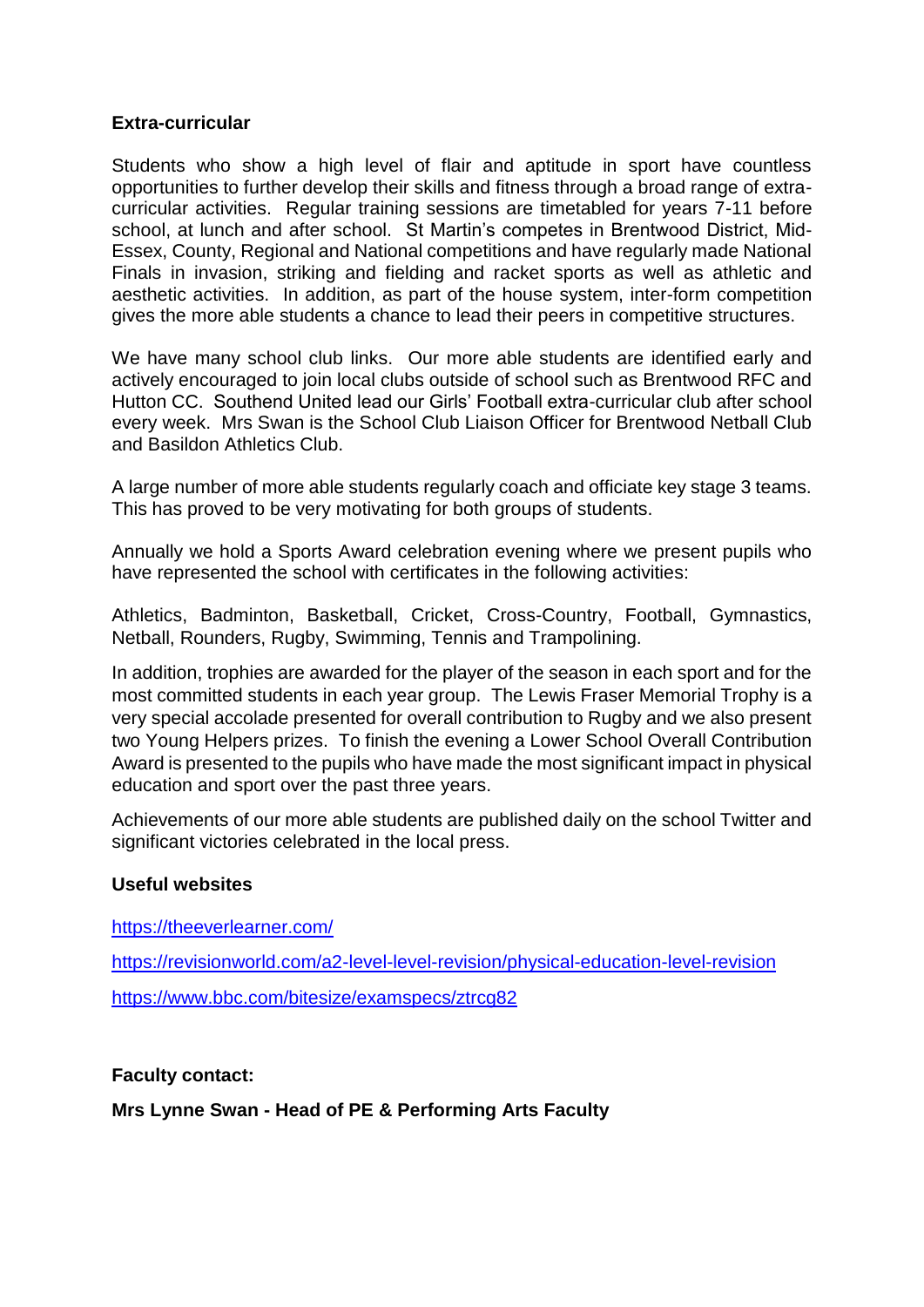**Extra-curricular**

Students who show a high level of flair and aptitude in sport have countless opportunities to further develop their skills and fitness through a broad range of extra-curricular activities. Regular training sessions are timetabled for years 7-11 before school, at lunch and after school. St Martin's competes in Brentwood District, Mid-Essex, County, Regional and National competitions and have regularly made National Finals in invasion, striking and fielding and racket sports as well as athletic and aesthetic activities. In addition, as part of the house system, inter-form competition gives the more able students a chance to lead their peers in competitive structures.

We have many school club links. Our more able students are identified early and actively encouraged to join local clubs outside of school such as Brentwood RFC and Hutton CC. Southend United lead our Girls' Football extra-curricular club after school every week. Mrs Swan is the School Club Liaison Officer for Brentwood Netball Club and Basildon Athletics Club.

A large number of more able students regularly coach and officiate key stage 3 teams. This has proved to be very motivating for both groups of students.

Annually we hold a Sports Award celebration evening where we present pupils who have represented the school with certificates in the following activities:

Athletics, Badminton, Basketball, Cricket, Cross-Country, Football, Gymnastics, Netball, Rounders, Rugby, Swimming, Tennis and Trampolining.

In addition, trophies are awarded for the player of the season in each sport and for the most committed students in each year group. The Lewis Fraser Memorial Trophy is a very special accolade presented for overall contribution to Rugby and we also present two Young Helpers prizes. To finish the evening a Lower School Overall Contribution Award is presented to the pupils who have made the most significant impact in physical education and sport over the past three years.

Achievements of our more able students are published daily on the school Twitter and significant victories celebrated in the local press.

**Useful websites**

https://theeverlearner.com/

https://revisionworld.com/a2-level-level-revision/physical-education-level-revision

https://www.bbc.com/bitesize/examspecs/ztrcg82

**Faculty contact:**

**Mrs Lynne Swan - Head of PE & Performing Arts Faculty**